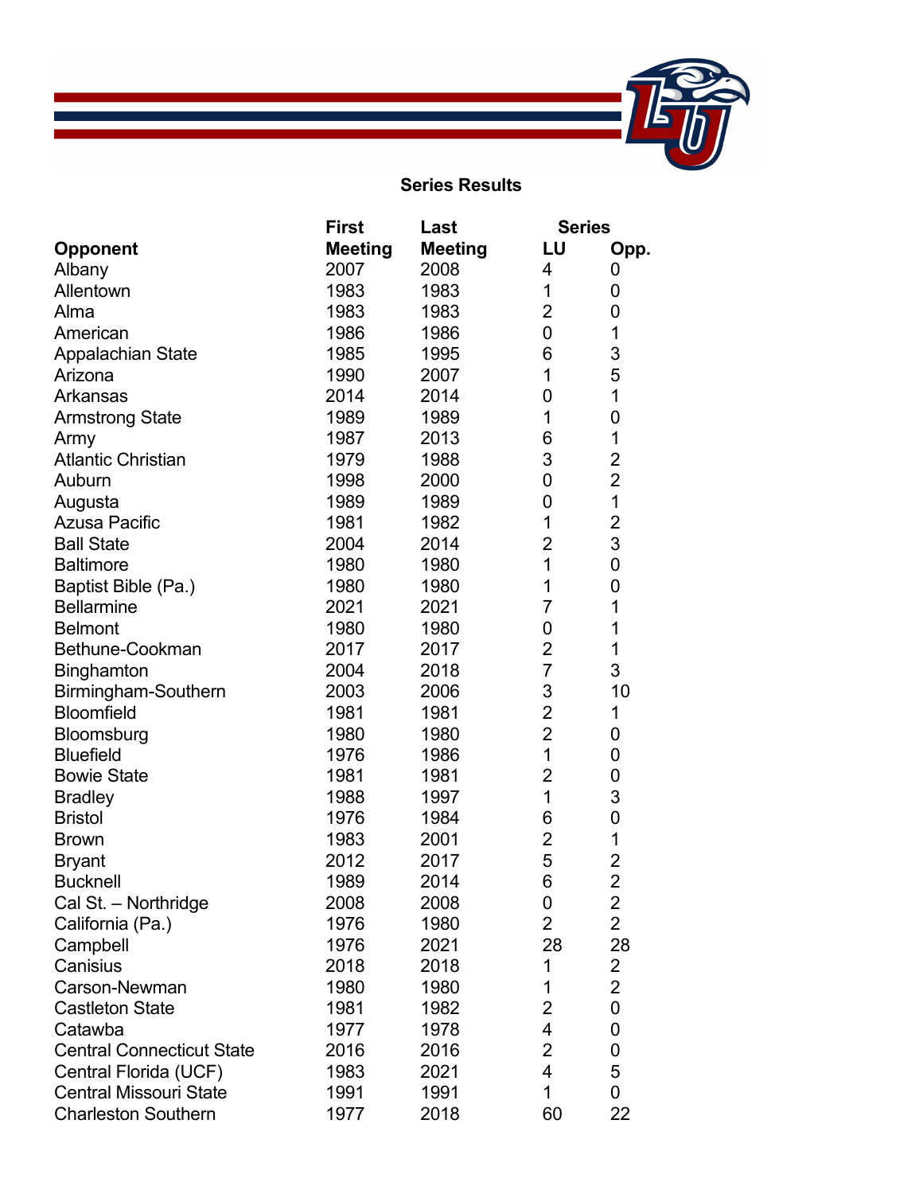## Series Results

| Opponent | First Meeting | Last Meeting | Series LU | Series Opp. |
|---|---|---|---|---|
| Albany | 2007 | 2008 | 4 | 0 |
| Allentown | 1983 | 1983 | 1 | 0 |
| Alma | 1983 | 1983 | 2 | 0 |
| American | 1986 | 1986 | 0 | 1 |
| Appalachian State | 1985 | 1995 | 6 | 3 |
| Arizona | 1990 | 2007 | 1 | 5 |
| Arkansas | 2014 | 2014 | 0 | 1 |
| Armstrong State | 1989 | 1989 | 1 | 0 |
| Army | 1987 | 2013 | 6 | 1 |
| Atlantic Christian | 1979 | 1988 | 3 | 2 |
| Auburn | 1998 | 2000 | 0 | 2 |
| Augusta | 1989 | 1989 | 0 | 1 |
| Azusa Pacific | 1981 | 1982 | 1 | 2 |
| Ball State | 2004 | 2014 | 2 | 3 |
| Baltimore | 1980 | 1980 | 1 | 0 |
| Baptist Bible (Pa.) | 1980 | 1980 | 1 | 0 |
| Bellarmine | 2021 | 2021 | 7 | 1 |
| Belmont | 1980 | 1980 | 0 | 1 |
| Bethune-Cookman | 2017 | 2017 | 2 | 1 |
| Binghamton | 2004 | 2018 | 7 | 3 |
| Birmingham-Southern | 2003 | 2006 | 3 | 10 |
| Bloomfield | 1981 | 1981 | 2 | 1 |
| Bloomsburg | 1980 | 1980 | 2 | 0 |
| Bluefield | 1976 | 1986 | 1 | 0 |
| Bowie State | 1981 | 1981 | 2 | 0 |
| Bradley | 1988 | 1997 | 1 | 3 |
| Bristol | 1976 | 1984 | 6 | 0 |
| Brown | 1983 | 2001 | 2 | 1 |
| Bryant | 2012 | 2017 | 5 | 2 |
| Bucknell | 1989 | 2014 | 6 | 2 |
| Cal St. – Northridge | 2008 | 2008 | 0 | 2 |
| California (Pa.) | 1976 | 1980 | 2 | 2 |
| Campbell | 1976 | 2021 | 28 | 28 |
| Canisius | 2018 | 2018 | 1 | 2 |
| Carson-Newman | 1980 | 1980 | 1 | 2 |
| Castleton State | 1981 | 1982 | 2 | 0 |
| Catawba | 1977 | 1978 | 4 | 0 |
| Central Connecticut State | 2016 | 2016 | 2 | 0 |
| Central Florida (UCF) | 1983 | 2021 | 4 | 5 |
| Central Missouri State | 1991 | 1991 | 1 | 0 |
| Charleston Southern | 1977 | 2018 | 60 | 22 |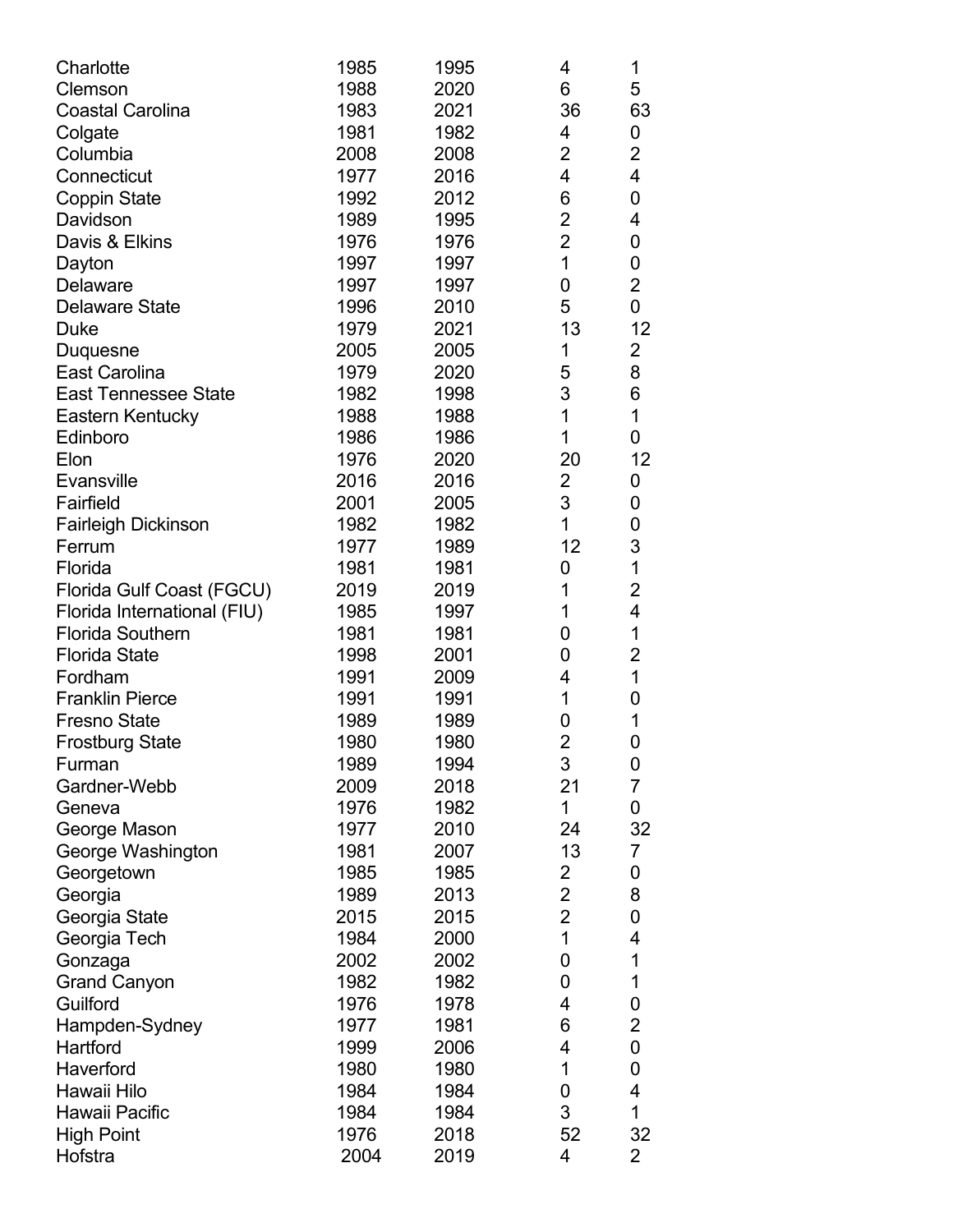| | | | | |
|---|---|---|---|---|
| Charlotte | 1985 | 1995 | 4 | 1 |
| Clemson | 1988 | 2020 | 6 | 5 |
| Coastal Carolina | 1983 | 2021 | 36 | 63 |
| Colgate | 1981 | 1982 | 4 | 0 |
| Columbia | 2008 | 2008 | 2 | 2 |
| Connecticut | 1977 | 2016 | 4 | 4 |
| Coppin State | 1992 | 2012 | 6 | 0 |
| Davidson | 1989 | 1995 | 2 | 4 |
| Davis & Elkins | 1976 | 1976 | 2 | 0 |
| Dayton | 1997 | 1997 | 1 | 0 |
| Delaware | 1997 | 1997 | 0 | 2 |
| Delaware State | 1996 | 2010 | 5 | 0 |
| Duke | 1979 | 2021 | 13 | 12 |
| Duquesne | 2005 | 2005 | 1 | 2 |
| East Carolina | 1979 | 2020 | 5 | 8 |
| East Tennessee State | 1982 | 1998 | 3 | 6 |
| Eastern Kentucky | 1988 | 1988 | 1 | 1 |
| Edinboro | 1986 | 1986 | 1 | 0 |
| Elon | 1976 | 2020 | 20 | 12 |
| Evansville | 2016 | 2016 | 2 | 0 |
| Fairfield | 2001 | 2005 | 3 | 0 |
| Fairleigh Dickinson | 1982 | 1982 | 1 | 0 |
| Ferrum | 1977 | 1989 | 12 | 3 |
| Florida | 1981 | 1981 | 0 | 1 |
| Florida Gulf Coast (FGCU) | 2019 | 2019 | 1 | 2 |
| Florida International (FIU) | 1985 | 1997 | 1 | 4 |
| Florida Southern | 1981 | 1981 | 0 | 1 |
| Florida State | 1998 | 2001 | 0 | 2 |
| Fordham | 1991 | 2009 | 4 | 1 |
| Franklin Pierce | 1991 | 1991 | 1 | 0 |
| Fresno State | 1989 | 1989 | 0 | 1 |
| Frostburg State | 1980 | 1980 | 2 | 0 |
| Furman | 1989 | 1994 | 3 | 0 |
| Gardner-Webb | 2009 | 2018 | 21 | 7 |
| Geneva | 1976 | 1982 | 1 | 0 |
| George Mason | 1977 | 2010 | 24 | 32 |
| George Washington | 1981 | 2007 | 13 | 7 |
| Georgetown | 1985 | 1985 | 2 | 0 |
| Georgia | 1989 | 2013 | 2 | 8 |
| Georgia State | 2015 | 2015 | 2 | 0 |
| Georgia Tech | 1984 | 2000 | 1 | 4 |
| Gonzaga | 2002 | 2002 | 0 | 1 |
| Grand Canyon | 1982 | 1982 | 0 | 1 |
| Guilford | 1976 | 1978 | 4 | 0 |
| Hampden-Sydney | 1977 | 1981 | 6 | 2 |
| Hartford | 1999 | 2006 | 4 | 0 |
| Haverford | 1980 | 1980 | 1 | 0 |
| Hawaii Hilo | 1984 | 1984 | 0 | 4 |
| Hawaii Pacific | 1984 | 1984 | 3 | 1 |
| High Point | 1976 | 2018 | 52 | 32 |
| Hofstra | 2004 | 2019 | 4 | 2 |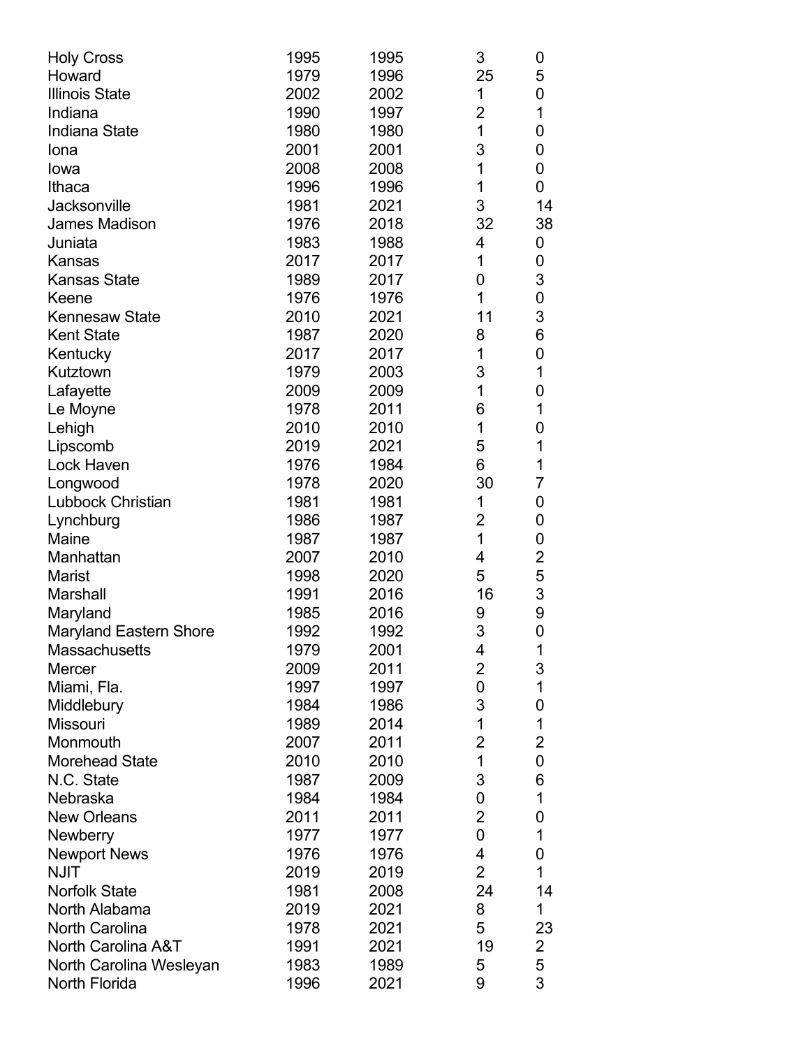| | | | | |
|---|---|---|---|---|
| Holy Cross | 1995 | 1995 | 3 | 0 |
| Howard | 1979 | 1996 | 25 | 5 |
| Illinois State | 2002 | 2002 | 1 | 0 |
| Indiana | 1990 | 1997 | 2 | 1 |
| Indiana State | 1980 | 1980 | 1 | 0 |
| Iona | 2001 | 2001 | 3 | 0 |
| Iowa | 2008 | 2008 | 1 | 0 |
| Ithaca | 1996 | 1996 | 1 | 0 |
| Jacksonville | 1981 | 2021 | 3 | 14 |
| James Madison | 1976 | 2018 | 32 | 38 |
| Juniata | 1983 | 1988 | 4 | 0 |
| Kansas | 2017 | 2017 | 1 | 0 |
| Kansas State | 1989 | 2017 | 0 | 3 |
| Keene | 1976 | 1976 | 1 | 0 |
| Kennesaw State | 2010 | 2021 | 11 | 3 |
| Kent State | 1987 | 2020 | 8 | 6 |
| Kentucky | 2017 | 2017 | 1 | 0 |
| Kutztown | 1979 | 2003 | 3 | 1 |
| Lafayette | 2009 | 2009 | 1 | 0 |
| Le Moyne | 1978 | 2011 | 6 | 1 |
| Lehigh | 2010 | 2010 | 1 | 0 |
| Lipscomb | 2019 | 2021 | 5 | 1 |
| Lock Haven | 1976 | 1984 | 6 | 1 |
| Longwood | 1978 | 2020 | 30 | 7 |
| Lubbock Christian | 1981 | 1981 | 1 | 0 |
| Lynchburg | 1986 | 1987 | 2 | 0 |
| Maine | 1987 | 1987 | 1 | 0 |
| Manhattan | 2007 | 2010 | 4 | 2 |
| Marist | 1998 | 2020 | 5 | 5 |
| Marshall | 1991 | 2016 | 16 | 3 |
| Maryland | 1985 | 2016 | 9 | 9 |
| Maryland Eastern Shore | 1992 | 1992 | 3 | 0 |
| Massachusetts | 1979 | 2001 | 4 | 1 |
| Mercer | 2009 | 2011 | 2 | 3 |
| Miami, Fla. | 1997 | 1997 | 0 | 1 |
| Middlebury | 1984 | 1986 | 3 | 0 |
| Missouri | 1989 | 2014 | 1 | 1 |
| Monmouth | 2007 | 2011 | 2 | 2 |
| Morehead State | 2010 | 2010 | 1 | 0 |
| N.C. State | 1987 | 2009 | 3 | 6 |
| Nebraska | 1984 | 1984 | 0 | 1 |
| New Orleans | 2011 | 2011 | 2 | 0 |
| Newberry | 1977 | 1977 | 0 | 1 |
| Newport News | 1976 | 1976 | 4 | 0 |
| NJIT | 2019 | 2019 | 2 | 1 |
| Norfolk State | 1981 | 2008 | 24 | 14 |
| North Alabama | 2019 | 2021 | 8 | 1 |
| North Carolina | 1978 | 2021 | 5 | 23 |
| North Carolina A&T | 1991 | 2021 | 19 | 2 |
| North Carolina Wesleyan | 1983 | 1989 | 5 | 5 |
| North Florida | 1996 | 2021 | 9 | 3 |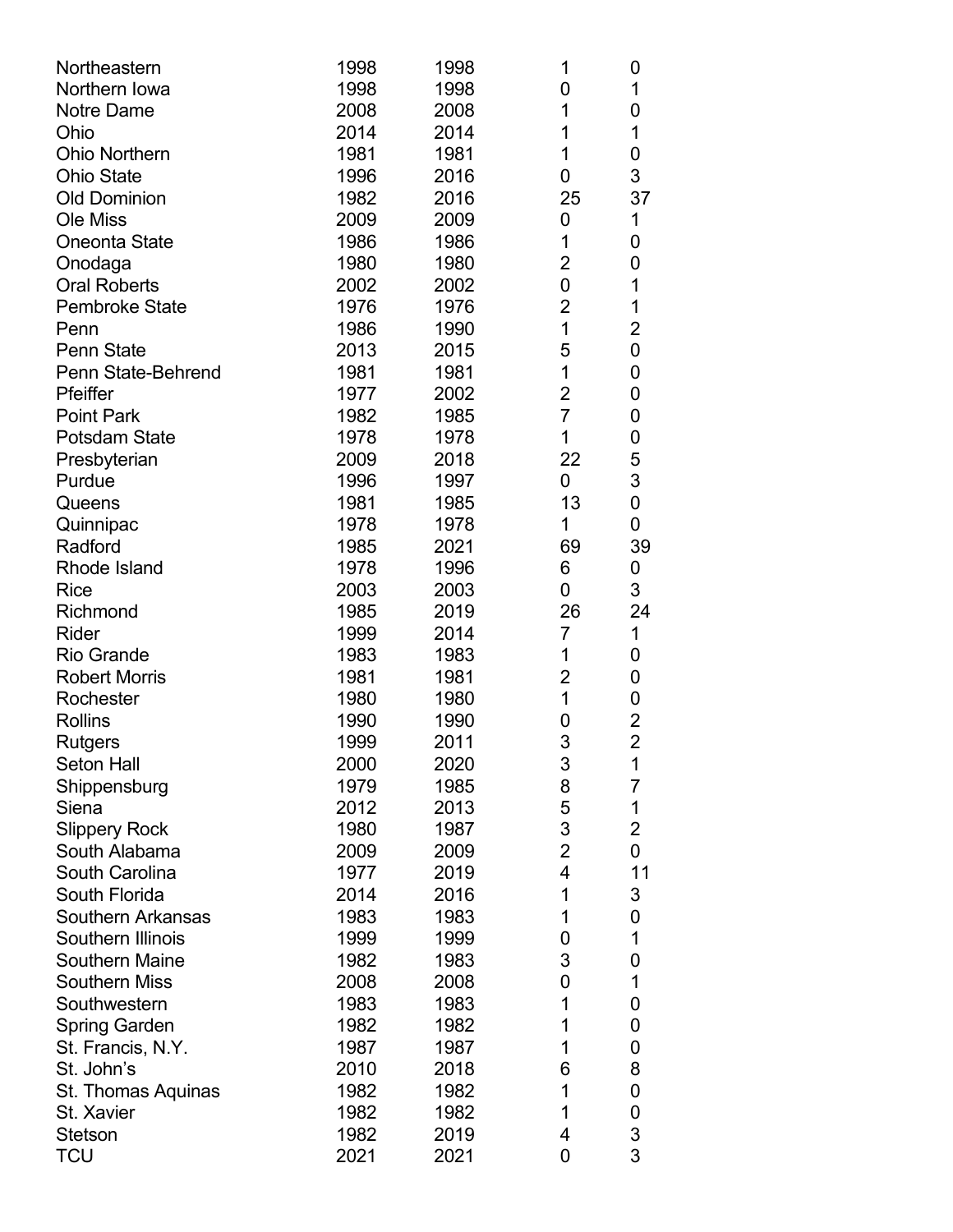| | | | | |
|---|---|---|---|---|
| Northeastern | 1998 | 1998 | 1 | 0 |
| Northern Iowa | 1998 | 1998 | 0 | 1 |
| Notre Dame | 2008 | 2008 | 1 | 0 |
| Ohio | 2014 | 2014 | 1 | 1 |
| Ohio Northern | 1981 | 1981 | 1 | 0 |
| Ohio State | 1996 | 2016 | 0 | 3 |
| Old Dominion | 1982 | 2016 | 25 | 37 |
| Ole Miss | 2009 | 2009 | 0 | 1 |
| Oneonta State | 1986 | 1986 | 1 | 0 |
| Onodaga | 1980 | 1980 | 2 | 0 |
| Oral Roberts | 2002 | 2002 | 0 | 1 |
| Pembroke State | 1976 | 1976 | 2 | 1 |
| Penn | 1986 | 1990 | 1 | 2 |
| Penn State | 2013 | 2015 | 5 | 0 |
| Penn State-Behrend | 1981 | 1981 | 1 | 0 |
| Pfeiffer | 1977 | 2002 | 2 | 0 |
| Point Park | 1982 | 1985 | 7 | 0 |
| Potsdam State | 1978 | 1978 | 1 | 0 |
| Presbyterian | 2009 | 2018 | 22 | 5 |
| Purdue | 1996 | 1997 | 0 | 3 |
| Queens | 1981 | 1985 | 13 | 0 |
| Quinnipac | 1978 | 1978 | 1 | 0 |
| Radford | 1985 | 2021 | 69 | 39 |
| Rhode Island | 1978 | 1996 | 6 | 0 |
| Rice | 2003 | 2003 | 0 | 3 |
| Richmond | 1985 | 2019 | 26 | 24 |
| Rider | 1999 | 2014 | 7 | 1 |
| Rio Grande | 1983 | 1983 | 1 | 0 |
| Robert Morris | 1981 | 1981 | 2 | 0 |
| Rochester | 1980 | 1980 | 1 | 0 |
| Rollins | 1990 | 1990 | 0 | 2 |
| Rutgers | 1999 | 2011 | 3 | 2 |
| Seton Hall | 2000 | 2020 | 3 | 1 |
| Shippensburg | 1979 | 1985 | 8 | 7 |
| Siena | 2012 | 2013 | 5 | 1 |
| Slippery Rock | 1980 | 1987 | 3 | 2 |
| South Alabama | 2009 | 2009 | 2 | 0 |
| South Carolina | 1977 | 2019 | 4 | 11 |
| South Florida | 2014 | 2016 | 1 | 3 |
| Southern Arkansas | 1983 | 1983 | 1 | 0 |
| Southern Illinois | 1999 | 1999 | 0 | 1 |
| Southern Maine | 1982 | 1983 | 3 | 0 |
| Southern Miss | 2008 | 2008 | 0 | 1 |
| Southwestern | 1983 | 1983 | 1 | 0 |
| Spring Garden | 1982 | 1982 | 1 | 0 |
| St. Francis, N.Y. | 1987 | 1987 | 1 | 0 |
| St. John's | 2010 | 2018 | 6 | 8 |
| St. Thomas Aquinas | 1982 | 1982 | 1 | 0 |
| St. Xavier | 1982 | 1982 | 1 | 0 |
| Stetson | 1982 | 2019 | 4 | 3 |
| TCU | 2021 | 2021 | 0 | 3 |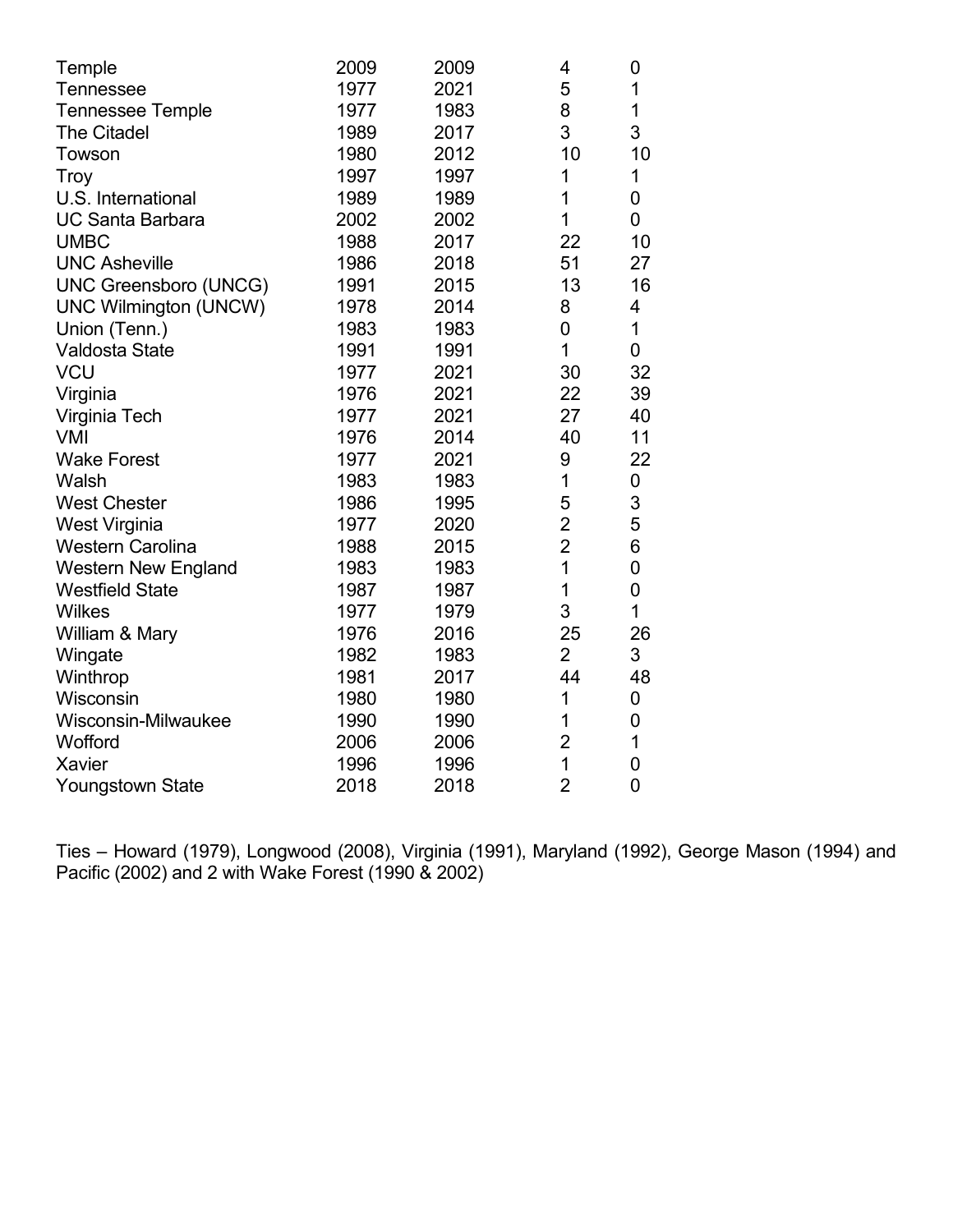| | | | | |
|---|---|---|---|---|
| Temple | 2009 | 2009 | 4 | 0 |
| Tennessee | 1977 | 2021 | 5 | 1 |
| Tennessee Temple | 1977 | 1983 | 8 | 1 |
| The Citadel | 1989 | 2017 | 3 | 3 |
| Towson | 1980 | 2012 | 10 | 10 |
| Troy | 1997 | 1997 | 1 | 1 |
| U.S. International | 1989 | 1989 | 1 | 0 |
| UC Santa Barbara | 2002 | 2002 | 1 | 0 |
| UMBC | 1988 | 2017 | 22 | 10 |
| UNC Asheville | 1986 | 2018 | 51 | 27 |
| UNC Greensboro (UNCG) | 1991 | 2015 | 13 | 16 |
| UNC Wilmington (UNCW) | 1978 | 2014 | 8 | 4 |
| Union (Tenn.) | 1983 | 1983 | 0 | 1 |
| Valdosta State | 1991 | 1991 | 1 | 0 |
| VCU | 1977 | 2021 | 30 | 32 |
| Virginia | 1976 | 2021 | 22 | 39 |
| Virginia Tech | 1977 | 2021 | 27 | 40 |
| VMI | 1976 | 2014 | 40 | 11 |
| Wake Forest | 1977 | 2021 | 9 | 22 |
| Walsh | 1983 | 1983 | 1 | 0 |
| West Chester | 1986 | 1995 | 5 | 3 |
| West Virginia | 1977 | 2020 | 2 | 5 |
| Western Carolina | 1988 | 2015 | 2 | 6 |
| Western New England | 1983 | 1983 | 1 | 0 |
| Westfield State | 1987 | 1987 | 1 | 0 |
| Wilkes | 1977 | 1979 | 3 | 1 |
| William & Mary | 1976 | 2016 | 25 | 26 |
| Wingate | 1982 | 1983 | 2 | 3 |
| Winthrop | 1981 | 2017 | 44 | 48 |
| Wisconsin | 1980 | 1980 | 1 | 0 |
| Wisconsin-Milwaukee | 1990 | 1990 | 1 | 0 |
| Wofford | 2006 | 2006 | 2 | 1 |
| Xavier | 1996 | 1996 | 1 | 0 |
| Youngstown State | 2018 | 2018 | 2 | 0 |

Ties – Howard (1979), Longwood (2008), Virginia (1991), Maryland (1992), George Mason (1994) and Pacific (2002) and 2 with Wake Forest (1990 & 2002)